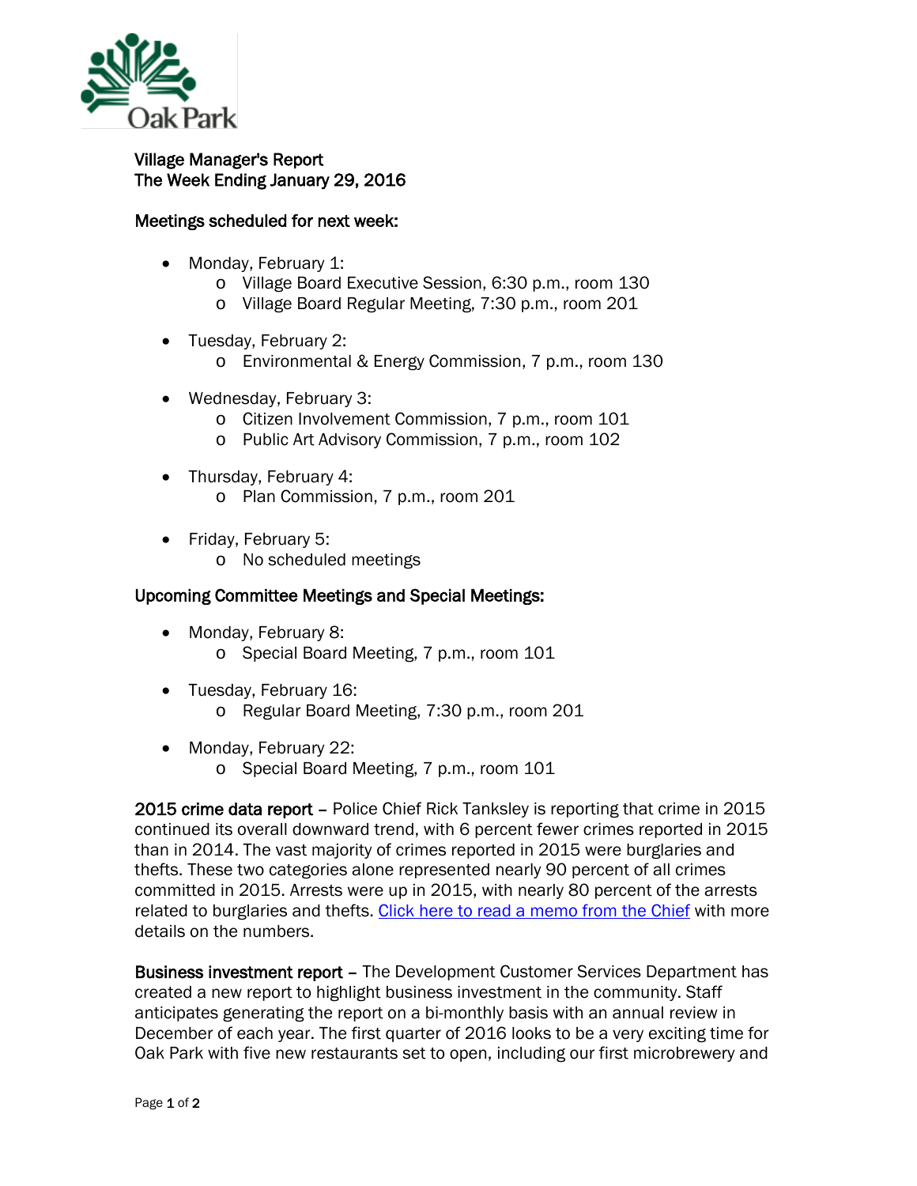Oak Park

# Village Manager's Report
## The Week Ending January 29, 2016

### Meetings scheduled for next week:

- Monday, February 1:
  - Village Board Executive Session, 6:30 p.m., room 130
  - Village Board Regular Meeting, 7:30 p.m., room 201
- Tuesday, February 2:
  - Environmental & Energy Commission, 7 p.m., room 130
- Wednesday, February 3:
  - Citizen Involvement Commission, 7 p.m., room 101
  - Public Art Advisory Commission, 7 p.m., room 102
- Thursday, February 4:
  - Plan Commission, 7 p.m., room 201
- Friday, February 5:
  - No scheduled meetings

### Upcoming Committee Meetings and Special Meetings:

- Monday, February 8:
  - Special Board Meeting, 7 p.m., room 101
- Tuesday, February 16:
  - Regular Board Meeting, 7:30 p.m., room 201
- Monday, February 22:
  - Special Board Meeting, 7 p.m., room 101

**2015 crime data report** – Police Chief Rick Tanksley is reporting that crime in 2015 continued its overall downward trend, with 6 percent fewer crimes reported in 2015 than in 2014. The vast majority of crimes reported in 2015 were burglaries and thefts. These two categories alone represented nearly 90 percent of all crimes committed in 2015. Arrests were up in 2015, with nearly 80 percent of the arrests related to burglaries and thefts. Click here to read a memo from the Chief with more details on the numbers.

**Business investment report** – The Development Customer Services Department has created a new report to highlight business investment in the community. Staff anticipates generating the report on a bi-monthly basis with an annual review in December of each year. The first quarter of 2016 looks to be a very exciting time for Oak Park with five new restaurants set to open, including our first microbrewery and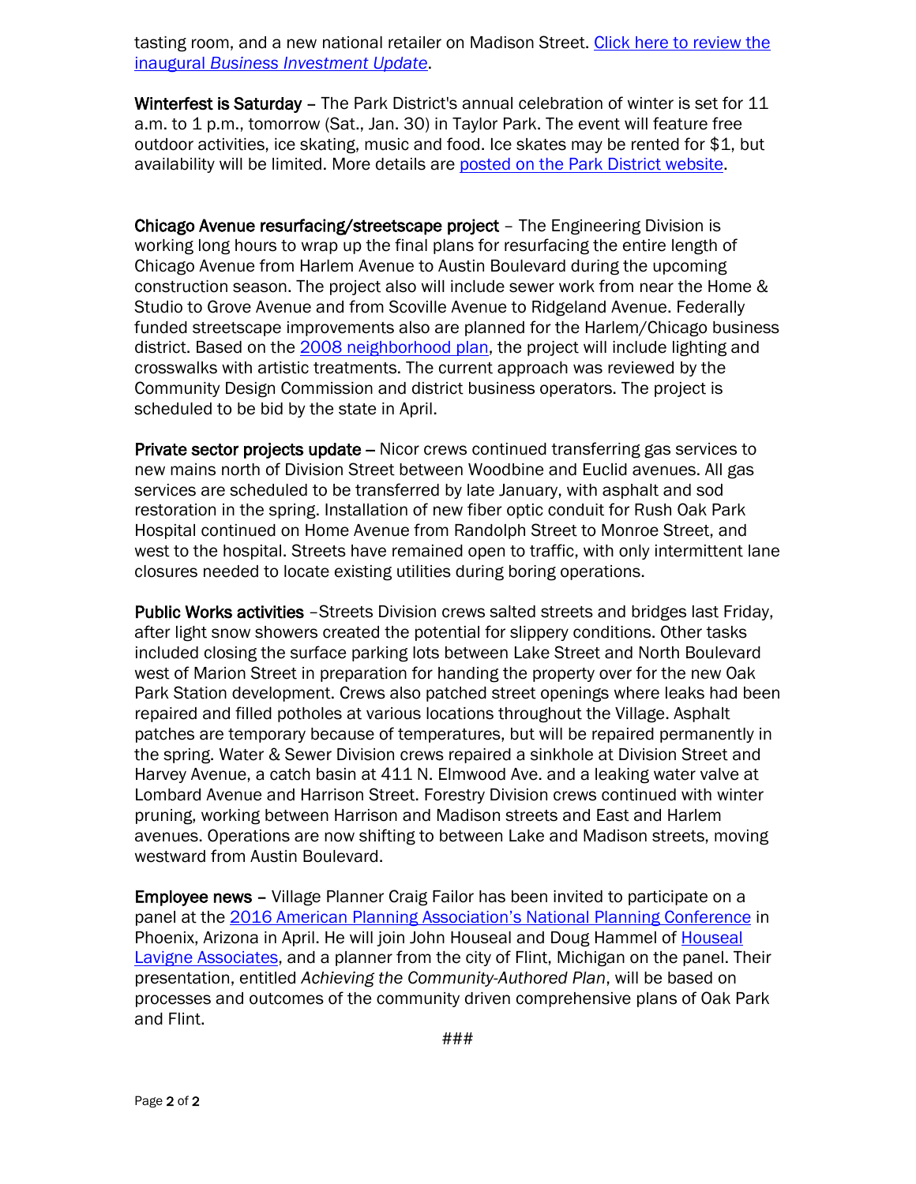tasting room, and a new national retailer on Madison Street. [Click here to review the inaugural *Business Investment Update*.]

**Winterfest is Saturday** – The Park District's annual celebration of winter is set for 11 a.m. to 1 p.m., tomorrow (Sat., Jan. 30) in Taylor Park. The event will feature free outdoor activities, ice skating, music and food. Ice skates may be rented for $1, but availability will be limited. More details are posted on the Park District website.

**Chicago Avenue resurfacing/streetscape project** – The Engineering Division is working long hours to wrap up the final plans for resurfacing the entire length of Chicago Avenue from Harlem Avenue to Austin Boulevard during the upcoming construction season. The project also will include sewer work from near the Home & Studio to Grove Avenue and from Scoville Avenue to Ridgeland Avenue. Federally funded streetscape improvements also are planned for the Harlem/Chicago business district. Based on the 2008 neighborhood plan, the project will include lighting and crosswalks with artistic treatments. The current approach was reviewed by the Community Design Commission and district business operators. The project is scheduled to be bid by the state in April.

**Private sector projects update** – Nicor crews continued transferring gas services to new mains north of Division Street between Woodbine and Euclid avenues. All gas services are scheduled to be transferred by late January, with asphalt and sod restoration in the spring. Installation of new fiber optic conduit for Rush Oak Park Hospital continued on Home Avenue from Randolph Street to Monroe Street, and west to the hospital. Streets have remained open to traffic, with only intermittent lane closures needed to locate existing utilities during boring operations.

**Public Works activities** –Streets Division crews salted streets and bridges last Friday, after light snow showers created the potential for slippery conditions. Other tasks included closing the surface parking lots between Lake Street and North Boulevard west of Marion Street in preparation for handing the property over for the new Oak Park Station development. Crews also patched street openings where leaks had been repaired and filled potholes at various locations throughout the Village. Asphalt patches are temporary because of temperatures, but will be repaired permanently in the spring. Water & Sewer Division crews repaired a sinkhole at Division Street and Harvey Avenue, a catch basin at 411 N. Elmwood Ave. and a leaking water valve at Lombard Avenue and Harrison Street. Forestry Division crews continued with winter pruning, working between Harrison and Madison streets and East and Harlem avenues. Operations are now shifting to between Lake and Madison streets, moving westward from Austin Boulevard.

**Employee news** – Village Planner Craig Failor has been invited to participate on a panel at the 2016 American Planning Association's National Planning Conference in Phoenix, Arizona in April. He will join John Houseal and Doug Hammel of Houseal Lavigne Associates, and a planner from the city of Flint, Michigan on the panel. Their presentation, entitled *Achieving the Community-Authored Plan*, will be based on processes and outcomes of the community driven comprehensive plans of Oak Park and Flint.

###